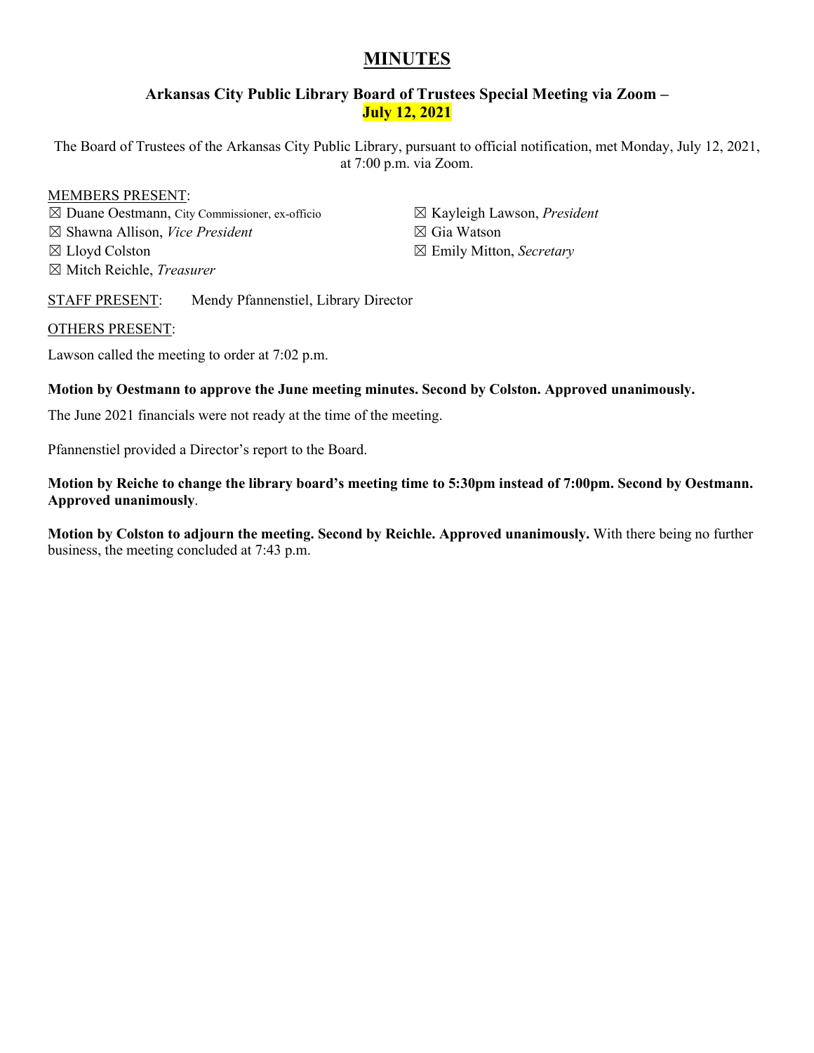# MINUTES

### Arkansas City Public Library Board of Trustees Special Meeting via Zoom – July 12, 2021

The Board of Trustees of the Arkansas City Public Library, pursuant to official notification, met Monday, July 12, 2021, at 7:00 p.m. via Zoom.

MEMBERS PRESENT:

☒ Duane Oestmann, City Commissioner, ex-officio
☒ Shawna Allison, *Vice President*
☒ Lloyd Colston
☒ Mitch Reichle, *Treasurer*
☒ Kayleigh Lawson, *President*
☒ Gia Watson
☒ Emily Mitton, *Secretary*

STAFF PRESENT: Mendy Pfannenstiel, Library Director

OTHERS PRESENT:

Lawson called the meeting to order at 7:02 p.m.

**Motion by Oestmann to approve the June meeting minutes. Second by Colston. Approved unanimously.**

The June 2021 financials were not ready at the time of the meeting.

Pfannenstiel provided a Director's report to the Board.

**Motion by Reiche to change the library board's meeting time to 5:30pm instead of 7:00pm. Second by Oestmann. Approved unanimously**.

**Motion by Colston to adjourn the meeting. Second by Reichle. Approved unanimously.** With there being no further business, the meeting concluded at 7:43 p.m.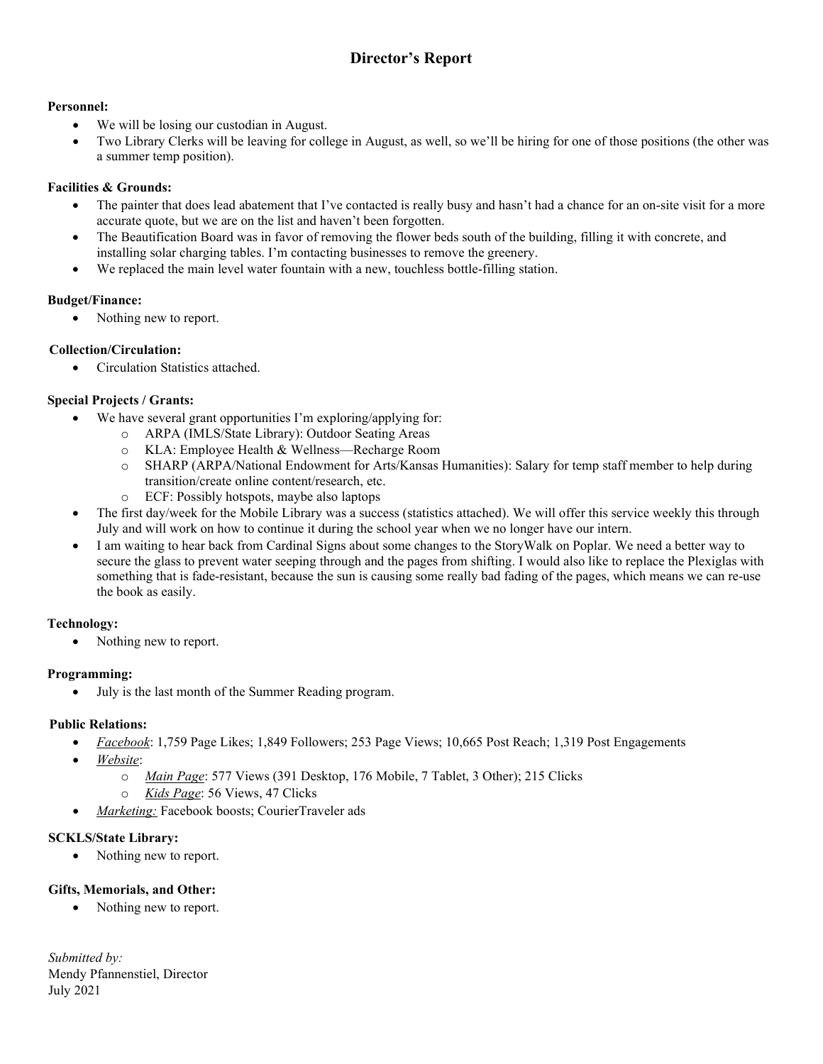# Director's Report

**Personnel:**

- We will be losing our custodian in August.
- Two Library Clerks will be leaving for college in August, as well, so we'll be hiring for one of those positions (the other was a summer temp position).

**Facilities & Grounds:**

- The painter that does lead abatement that I've contacted is really busy and hasn't had a chance for an on-site visit for a more accurate quote, but we are on the list and haven't been forgotten.
- The Beautification Board was in favor of removing the flower beds south of the building, filling it with concrete, and installing solar charging tables. I'm contacting businesses to remove the greenery.
- We replaced the main level water fountain with a new, touchless bottle-filling station.

**Budget/Finance:**

- Nothing new to report.

**Collection/Circulation:**

- Circulation Statistics attached.

**Special Projects / Grants:**

- We have several grant opportunities I'm exploring/applying for:
  - ARPA (IMLS/State Library): Outdoor Seating Areas
  - KLA: Employee Health & Wellness—Recharge Room
  - SHARP (ARPA/National Endowment for Arts/Kansas Humanities): Salary for temp staff member to help during transition/create online content/research, etc.
  - ECF: Possibly hotspots, maybe also laptops
- The first day/week for the Mobile Library was a success (statistics attached). We will offer this service weekly this through July and will work on how to continue it during the school year when we no longer have our intern.
- I am waiting to hear back from Cardinal Signs about some changes to the StoryWalk on Poplar. We need a better way to secure the glass to prevent water seeping through and the pages from shifting. I would also like to replace the Plexiglas with something that is fade-resistant, because the sun is causing some really bad fading of the pages, which means we can re-use the book as easily.

**Technology:**

- Nothing new to report.

**Programming:**

- July is the last month of the Summer Reading program.

**Public Relations:**

- *Facebook*: 1,759 Page Likes; 1,849 Followers; 253 Page Views; 10,665 Post Reach; 1,319 Post Engagements
- *Website*:
  - *Main Page*: 577 Views (391 Desktop, 176 Mobile, 7 Tablet, 3 Other); 215 Clicks
  - *Kids Page*: 56 Views, 47 Clicks
- *Marketing:* Facebook boosts; CourierTraveler ads

**SCKLS/State Library:**

- Nothing new to report.

**Gifts, Memorials, and Other:**

- Nothing new to report.

*Submitted by:*
Mendy Pfannenstiel, Director
July 2021